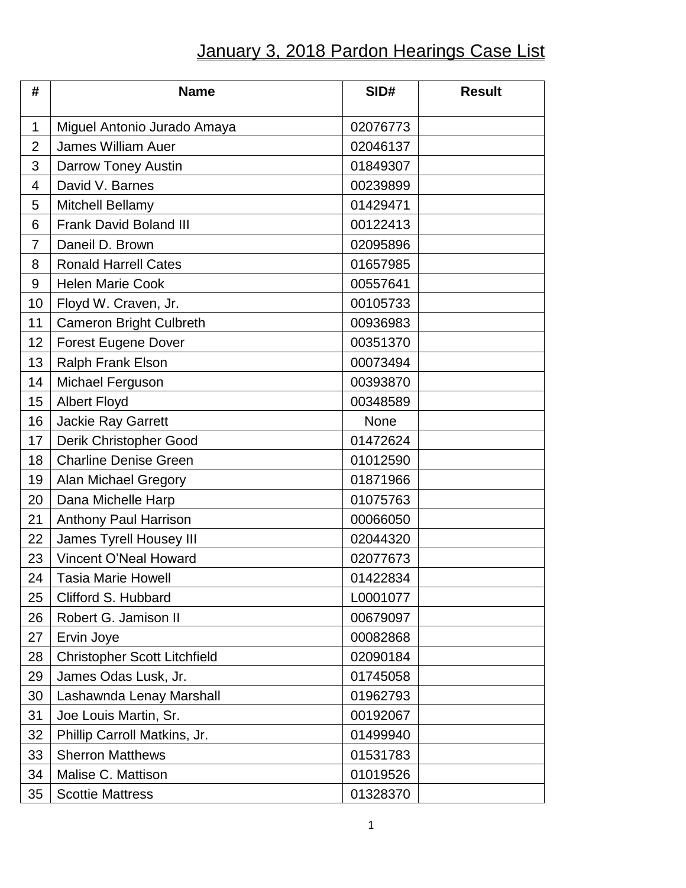# January 3, 2018 Pardon Hearings Case List

| # | Name | SID# | Result |
|---|---|---|---|
| 1 | Miguel Antonio Jurado Amaya | 02076773 | |
| 2 | James William Auer | 02046137 | |
| 3 | Darrow Toney Austin | 01849307 | |
| 4 | David V. Barnes | 00239899 | |
| 5 | Mitchell Bellamy | 01429471 | |
| 6 | Frank David Boland III | 00122413 | |
| 7 | Daneil D. Brown | 02095896 | |
| 8 | Ronald Harrell Cates | 01657985 | |
| 9 | Helen Marie Cook | 00557641 | |
| 10 | Floyd W. Craven, Jr. | 00105733 | |
| 11 | Cameron Bright Culbreth | 00936983 | |
| 12 | Forest Eugene Dover | 00351370 | |
| 13 | Ralph Frank Elson | 00073494 | |
| 14 | Michael Ferguson | 00393870 | |
| 15 | Albert Floyd | 00348589 | |
| 16 | Jackie Ray Garrett | None | |
| 17 | Derik Christopher Good | 01472624 | |
| 18 | Charline Denise Green | 01012590 | |
| 19 | Alan Michael Gregory | 01871966 | |
| 20 | Dana Michelle Harp | 01075763 | |
| 21 | Anthony Paul Harrison | 00066050 | |
| 22 | James Tyrell Housey III | 02044320 | |
| 23 | Vincent O'Neal Howard | 02077673 | |
| 24 | Tasia Marie Howell | 01422834 | |
| 25 | Clifford S. Hubbard | L0001077 | |
| 26 | Robert G. Jamison II | 00679097 | |
| 27 | Ervin Joye | 00082868 | |
| 28 | Christopher Scott Litchfield | 02090184 | |
| 29 | James Odas Lusk, Jr. | 01745058 | |
| 30 | Lashawnda Lenay Marshall | 01962793 | |
| 31 | Joe Louis Martin, Sr. | 00192067 | |
| 32 | Phillip Carroll Matkins, Jr. | 01499940 | |
| 33 | Sherron Matthews | 01531783 | |
| 34 | Malise C. Mattison | 01019526 | |
| 35 | Scottie Mattress | 01328370 | |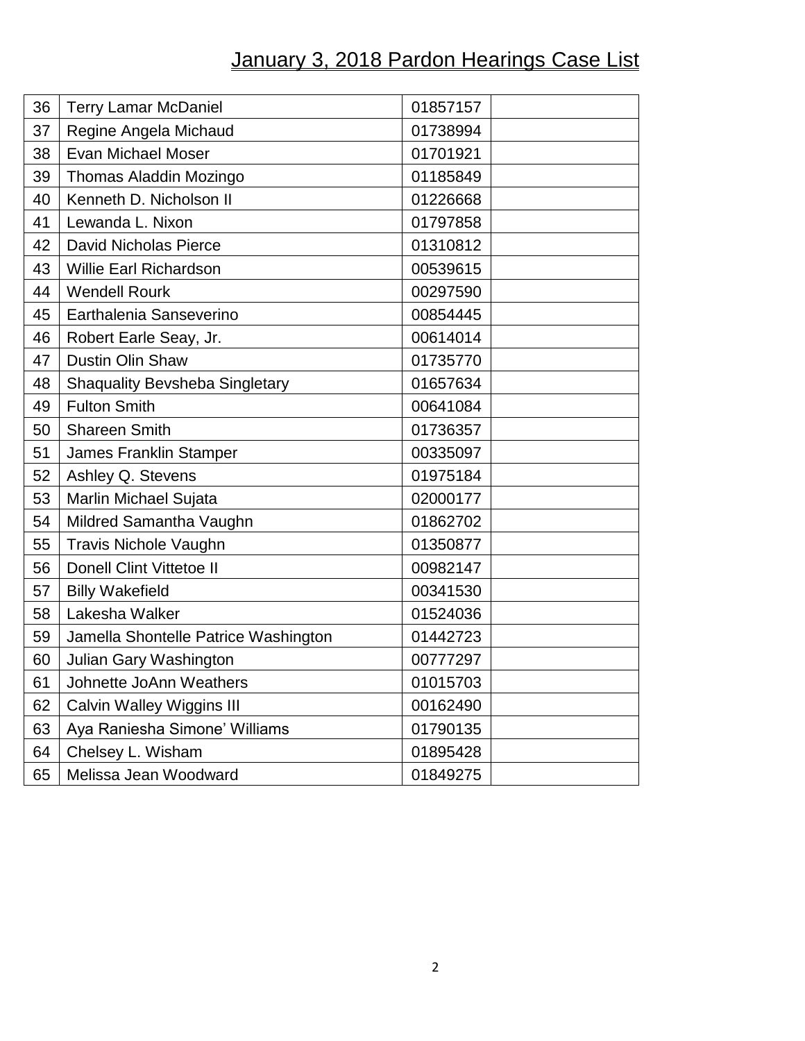# January 3, 2018 Pardon Hearings Case List

| | | | |
|---|---|---|---|
| 36 | Terry Lamar McDaniel | 01857157 | |
| 37 | Regine Angela Michaud | 01738994 | |
| 38 | Evan Michael Moser | 01701921 | |
| 39 | Thomas Aladdin Mozingo | 01185849 | |
| 40 | Kenneth D. Nicholson II | 01226668 | |
| 41 | Lewanda L. Nixon | 01797858 | |
| 42 | David Nicholas Pierce | 01310812 | |
| 43 | Willie Earl Richardson | 00539615 | |
| 44 | Wendell Rourk | 00297590 | |
| 45 | Earthalenia Sanseverino | 00854445 | |
| 46 | Robert Earle Seay, Jr. | 00614014 | |
| 47 | Dustin Olin Shaw | 01735770 | |
| 48 | Shaquality Bevsheba Singletary | 01657634 | |
| 49 | Fulton Smith | 00641084 | |
| 50 | Shareen Smith | 01736357 | |
| 51 | James Franklin Stamper | 00335097 | |
| 52 | Ashley Q. Stevens | 01975184 | |
| 53 | Marlin Michael Sujata | 02000177 | |
| 54 | Mildred Samantha Vaughn | 01862702 | |
| 55 | Travis Nichole Vaughn | 01350877 | |
| 56 | Donell Clint Vittetoe II | 00982147 | |
| 57 | Billy Wakefield | 00341530 | |
| 58 | Lakesha Walker | 01524036 | |
| 59 | Jamella Shontelle Patrice Washington | 01442723 | |
| 60 | Julian Gary Washington | 00777297 | |
| 61 | Johnette JoAnn Weathers | 01015703 | |
| 62 | Calvin Walley Wiggins III | 00162490 | |
| 63 | Aya Raniesha Simone' Williams | 01790135 | |
| 64 | Chelsey L. Wisham | 01895428 | |
| 65 | Melissa Jean Woodward | 01849275 | |